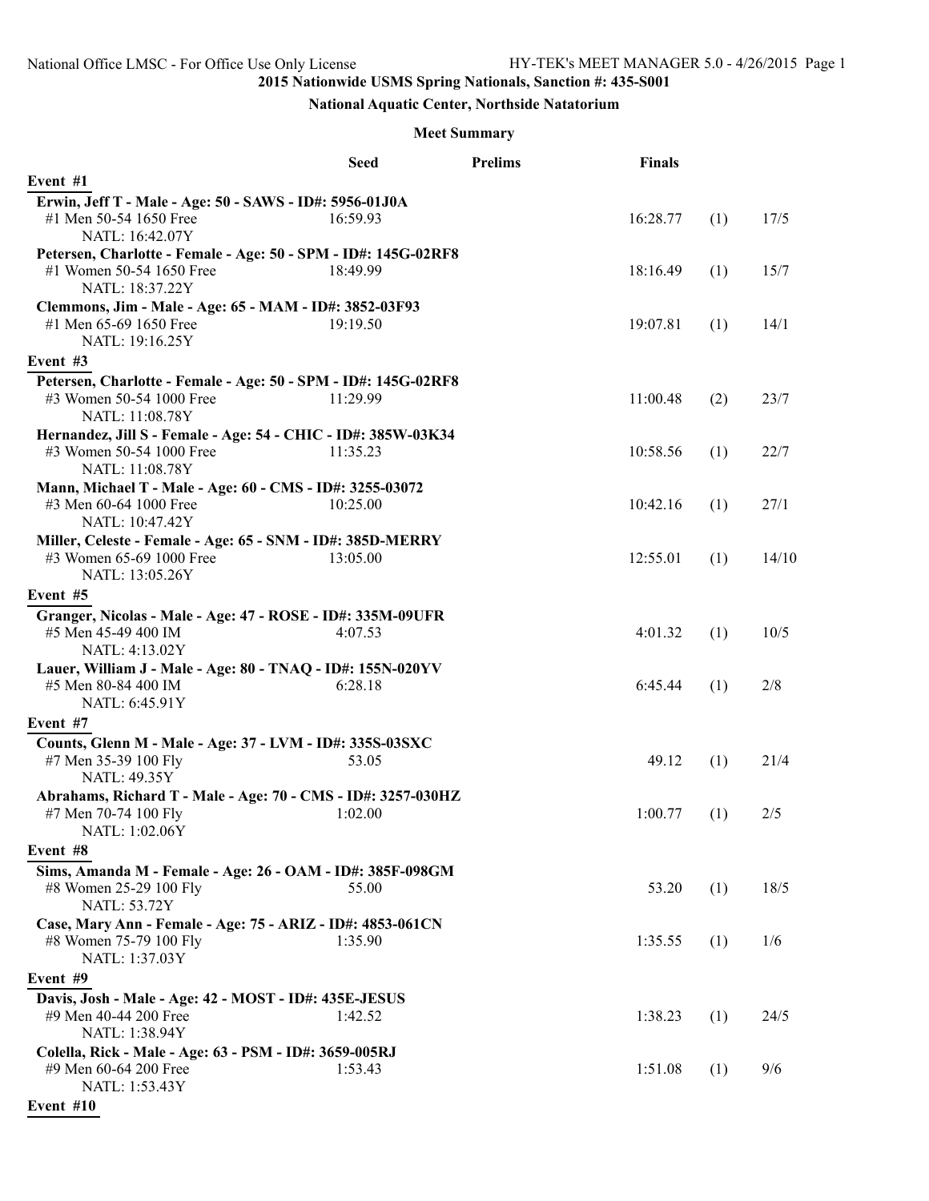## 2015 Nationwide USMS Spring Nationals, Sanction #: 435-S001

### National Aquatic Center, Northside Natatorium

#### Meet Summary

| | Seed | Prelims | Finals | | |
|---|---|---|---|---|---|
| **Event #1** | | | | | |
| **Erwin, Jeff T - Male - Age: 50 - SAWS - ID#: 5956-01J0A** | | | | | |
| #1 Men 50-54 1650 Free | 16:59.93 | | 16:28.77 | (1) | 17/5 |
| NATL: 16:42.07Y | | | | | |
| **Petersen, Charlotte - Female - Age: 50 - SPM - ID#: 145G-02RF8** | | | | | |
| #1 Women 50-54 1650 Free | 18:49.99 | | 18:16.49 | (1) | 15/7 |
| NATL: 18:37.22Y | | | | | |
| **Clemmons, Jim - Male - Age: 65 - MAM - ID#: 3852-03F93** | | | | | |
| #1 Men 65-69 1650 Free | 19:19.50 | | 19:07.81 | (1) | 14/1 |
| NATL: 19:16.25Y | | | | | |
| **Event #3** | | | | | |
| **Petersen, Charlotte - Female - Age: 50 - SPM - ID#: 145G-02RF8** | | | | | |
| #3 Women 50-54 1000 Free | 11:29.99 | | 11:00.48 | (2) | 23/7 |
| NATL: 11:08.78Y | | | | | |
| **Hernandez, Jill S - Female - Age: 54 - CHIC - ID#: 385W-03K34** | | | | | |
| #3 Women 50-54 1000 Free | 11:35.23 | | 10:58.56 | (1) | 22/7 |
| NATL: 11:08.78Y | | | | | |
| **Mann, Michael T - Male - Age: 60 - CMS - ID#: 3255-03072** | | | | | |
| #3 Men 60-64 1000 Free | 10:25.00 | | 10:42.16 | (1) | 27/1 |
| NATL: 10:47.42Y | | | | | |
| **Miller, Celeste - Female - Age: 65 - SNM - ID#: 385D-MERRY** | | | | | |
| #3 Women 65-69 1000 Free | 13:05.00 | | 12:55.01 | (1) | 14/10 |
| NATL: 13:05.26Y | | | | | |
| **Event #5** | | | | | |
| **Granger, Nicolas - Male - Age: 47 - ROSE - ID#: 335M-09UFR** | | | | | |
| #5 Men 45-49 400 IM | 4:07.53 | | 4:01.32 | (1) | 10/5 |
| NATL: 4:13.02Y | | | | | |
| **Lauer, William J - Male - Age: 80 - TNAQ - ID#: 155N-020YV** | | | | | |
| #5 Men 80-84 400 IM | 6:28.18 | | 6:45.44 | (1) | 2/8 |
| NATL: 6:45.91Y | | | | | |
| **Event #7** | | | | | |
| **Counts, Glenn M - Male - Age: 37 - LVM - ID#: 335S-03SXC** | | | | | |
| #7 Men 35-39 100 Fly | 53.05 | | 49.12 | (1) | 21/4 |
| NATL: 49.35Y | | | | | |
| **Abrahams, Richard T - Male - Age: 70 - CMS - ID#: 3257-030HZ** | | | | | |
| #7 Men 70-74 100 Fly | 1:02.00 | | 1:00.77 | (1) | 2/5 |
| NATL: 1:02.06Y | | | | | |
| **Event #8** | | | | | |
| **Sims, Amanda M - Female - Age: 26 - OAM - ID#: 385F-098GM** | | | | | |
| #8 Women 25-29 100 Fly | 55.00 | | 53.20 | (1) | 18/5 |
| NATL: 53.72Y | | | | | |
| **Case, Mary Ann - Female - Age: 75 - ARIZ - ID#: 4853-061CN** | | | | | |
| #8 Women 75-79 100 Fly | 1:35.90 | | 1:35.55 | (1) | 1/6 |
| NATL: 1:37.03Y | | | | | |
| **Event #9** | | | | | |
| **Davis, Josh - Male - Age: 42 - MOST - ID#: 435E-JESUS** | | | | | |
| #9 Men 40-44 200 Free | 1:42.52 | | 1:38.23 | (1) | 24/5 |
| NATL: 1:38.94Y | | | | | |
| **Colella, Rick - Male - Age: 63 - PSM - ID#: 3659-005RJ** | | | | | |
| #9 Men 60-64 200 Free | 1:53.43 | | 1:51.08 | (1) | 9/6 |
| NATL: 1:53.43Y | | | | | |
| **Event #10** | | | | | |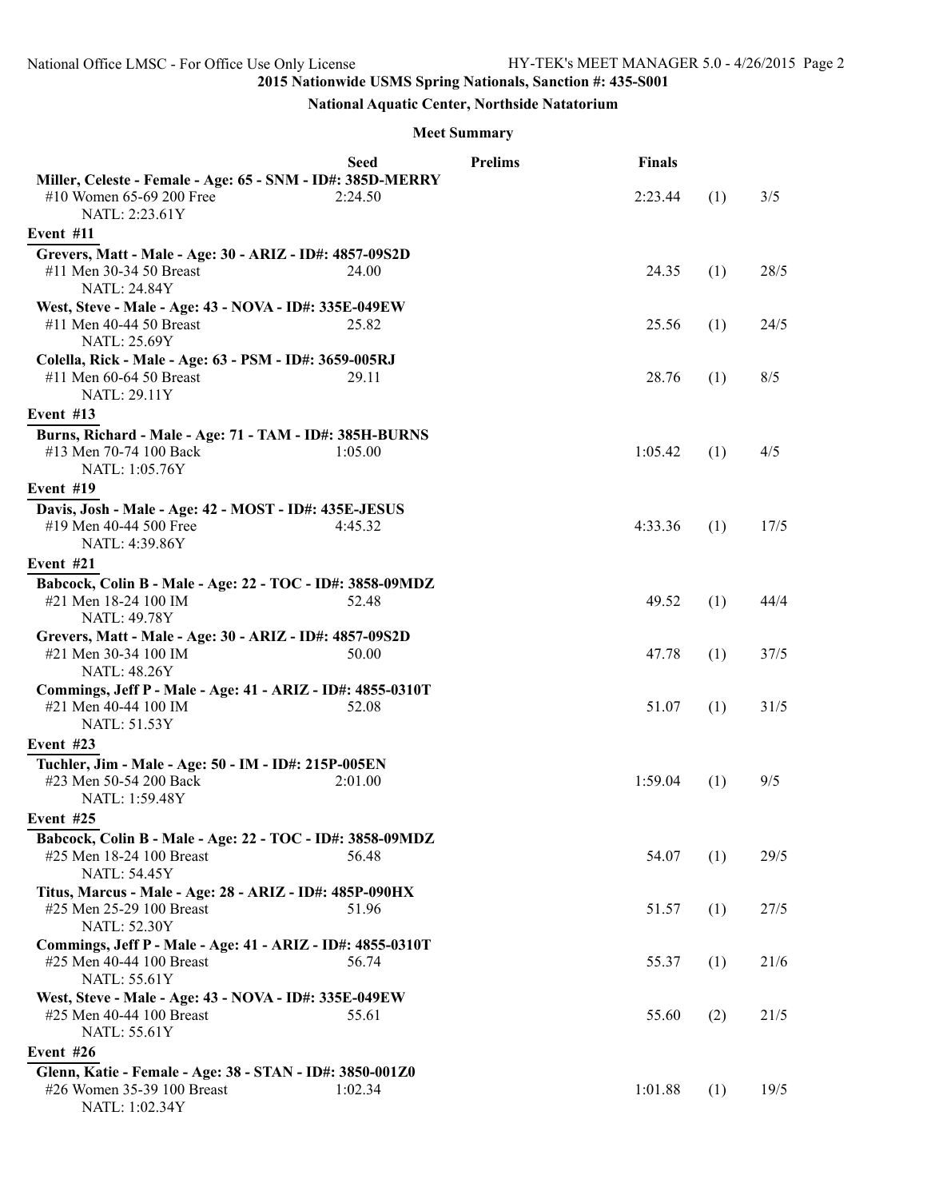**2015 Nationwide USMS Spring Nationals, Sanction #: 435-S001**

**National Aquatic Center, Northside Natatorium**

**Meet Summary**

| | Seed | Prelims | Finals | | |
|---|---|---|---|---|---|
| **Miller, Celeste - Female - Age: 65 - SNM - ID#: 385D-MERRY** | | | | | |
| #10 Women 65-69 200 Free NATL: 2:23.61Y | 2:24.50 | | 2:23.44 | (1) | 3/5 |
| **Event #11** | | | | | |
| **Grevers, Matt - Male - Age: 30 - ARIZ - ID#: 4857-09S2D** | | | | | |
| #11 Men 30-34 50 Breast NATL: 24.84Y | 24.00 | | 24.35 | (1) | 28/5 |
| **West, Steve - Male - Age: 43 - NOVA - ID#: 335E-049EW** | | | | | |
| #11 Men 40-44 50 Breast NATL: 25.69Y | 25.82 | | 25.56 | (1) | 24/5 |
| **Colella, Rick - Male - Age: 63 - PSM - ID#: 3659-005RJ** | | | | | |
| #11 Men 60-64 50 Breast NATL: 29.11Y | 29.11 | | 28.76 | (1) | 8/5 |
| **Event #13** | | | | | |
| **Burns, Richard - Male - Age: 71 - TAM - ID#: 385H-BURNS** | | | | | |
| #13 Men 70-74 100 Back NATL: 1:05.76Y | 1:05.00 | | 1:05.42 | (1) | 4/5 |
| **Event #19** | | | | | |
| **Davis, Josh - Male - Age: 42 - MOST - ID#: 435E-JESUS** | | | | | |
| #19 Men 40-44 500 Free NATL: 4:39.86Y | 4:45.32 | | 4:33.36 | (1) | 17/5 |
| **Event #21** | | | | | |
| **Babcock, Colin B - Male - Age: 22 - TOC - ID#: 3858-09MDZ** | | | | | |
| #21 Men 18-24 100 IM NATL: 49.78Y | 52.48 | | 49.52 | (1) | 44/4 |
| **Grevers, Matt - Male - Age: 30 - ARIZ - ID#: 4857-09S2D** | | | | | |
| #21 Men 30-34 100 IM NATL: 48.26Y | 50.00 | | 47.78 | (1) | 37/5 |
| **Commings, Jeff P - Male - Age: 41 - ARIZ - ID#: 4855-0310T** | | | | | |
| #21 Men 40-44 100 IM NATL: 51.53Y | 52.08 | | 51.07 | (1) | 31/5 |
| **Event #23** | | | | | |
| **Tuchler, Jim - Male - Age: 50 - IM - ID#: 215P-005EN** | | | | | |
| #23 Men 50-54 200 Back NATL: 1:59.48Y | 2:01.00 | | 1:59.04 | (1) | 9/5 |
| **Event #25** | | | | | |
| **Babcock, Colin B - Male - Age: 22 - TOC - ID#: 3858-09MDZ** | | | | | |
| #25 Men 18-24 100 Breast NATL: 54.45Y | 56.48 | | 54.07 | (1) | 29/5 |
| **Titus, Marcus - Male - Age: 28 - ARIZ - ID#: 485P-090HX** | | | | | |
| #25 Men 25-29 100 Breast NATL: 52.30Y | 51.96 | | 51.57 | (1) | 27/5 |
| **Commings, Jeff P - Male - Age: 41 - ARIZ - ID#: 4855-0310T** | | | | | |
| #25 Men 40-44 100 Breast NATL: 55.61Y | 56.74 | | 55.37 | (1) | 21/6 |
| **West, Steve - Male - Age: 43 - NOVA - ID#: 335E-049EW** | | | | | |
| #25 Men 40-44 100 Breast NATL: 55.61Y | 55.61 | | 55.60 | (2) | 21/5 |
| **Event #26** | | | | | |
| **Glenn, Katie - Female - Age: 38 - STAN - ID#: 3850-001Z0** | | | | | |
| #26 Women 35-39 100 Breast NATL: 1:02.34Y | 1:02.34 | | 1:01.88 | (1) | 19/5 |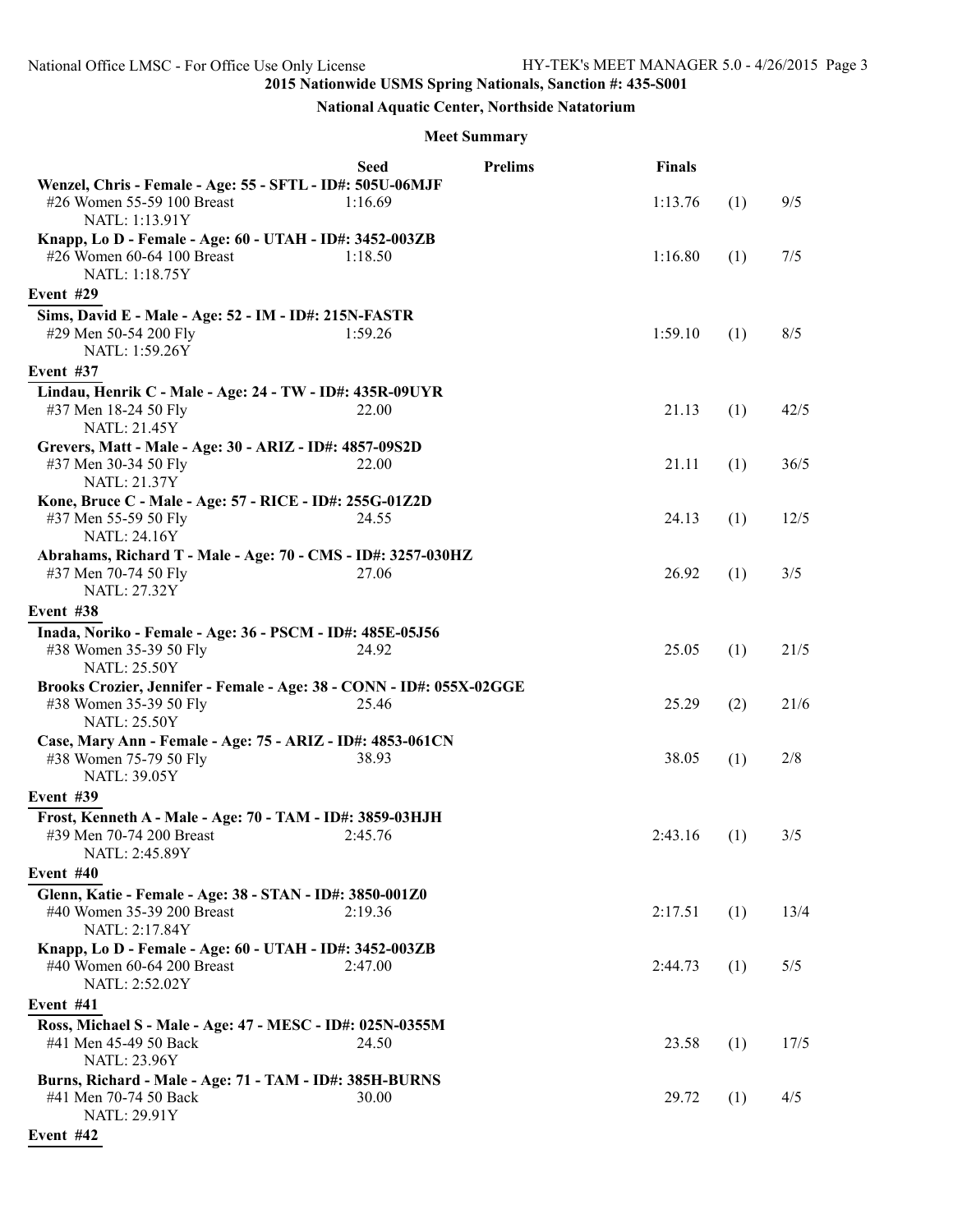**2015 Nationwide USMS Spring Nationals, Sanction #: 435-S001**

**National Aquatic Center, Northside Natatorium**

**Meet Summary**

| | Seed | Prelims | Finals | | |
|---|---|---|---|---|---|
| **Wenzel, Chris - Female - Age: 55 - SFTL - ID#: 505U-06MJF** | | | | | |
| #26 Women 55-59 100 Breast | 1:16.69 | | 1:13.76 | (1) | 9/5 |
| NATL: 1:13.91Y | | | | | |
| **Knapp, Lo D - Female - Age: 60 - UTAH - ID#: 3452-003ZB** | | | | | |
| #26 Women 60-64 100 Breast | 1:18.50 | | 1:16.80 | (1) | 7/5 |
| NATL: 1:18.75Y | | | | | |
| **Event #29** | | | | | |
| **Sims, David E - Male - Age: 52 - IM - ID#: 215N-FASTR** | | | | | |
| #29 Men 50-54 200 Fly | 1:59.26 | | 1:59.10 | (1) | 8/5 |
| NATL: 1:59.26Y | | | | | |
| **Event #37** | | | | | |
| **Lindau, Henrik C - Male - Age: 24 - TW - ID#: 435R-09UYR** | | | | | |
| #37 Men 18-24 50 Fly | 22.00 | | 21.13 | (1) | 42/5 |
| NATL: 21.45Y | | | | | |
| **Grevers, Matt - Male - Age: 30 - ARIZ - ID#: 4857-09S2D** | | | | | |
| #37 Men 30-34 50 Fly | 22.00 | | 21.11 | (1) | 36/5 |
| NATL: 21.37Y | | | | | |
| **Kone, Bruce C - Male - Age: 57 - RICE - ID#: 255G-01Z2D** | | | | | |
| #37 Men 55-59 50 Fly | 24.55 | | 24.13 | (1) | 12/5 |
| NATL: 24.16Y | | | | | |
| **Abrahams, Richard T - Male - Age: 70 - CMS - ID#: 3257-030HZ** | | | | | |
| #37 Men 70-74 50 Fly | 27.06 | | 26.92 | (1) | 3/5 |
| NATL: 27.32Y | | | | | |
| **Event #38** | | | | | |
| **Inada, Noriko - Female - Age: 36 - PSCM - ID#: 485E-05J56** | | | | | |
| #38 Women 35-39 50 Fly | 24.92 | | 25.05 | (1) | 21/5 |
| NATL: 25.50Y | | | | | |
| **Brooks Crozier, Jennifer - Female - Age: 38 - CONN - ID#: 055X-02GGE** | | | | | |
| #38 Women 35-39 50 Fly | 25.46 | | 25.29 | (2) | 21/6 |
| NATL: 25.50Y | | | | | |
| **Case, Mary Ann - Female - Age: 75 - ARIZ - ID#: 4853-061CN** | | | | | |
| #38 Women 75-79 50 Fly | 38.93 | | 38.05 | (1) | 2/8 |
| NATL: 39.05Y | | | | | |
| **Event #39** | | | | | |
| **Frost, Kenneth A - Male - Age: 70 - TAM - ID#: 3859-03HJH** | | | | | |
| #39 Men 70-74 200 Breast | 2:45.76 | | 2:43.16 | (1) | 3/5 |
| NATL: 2:45.89Y | | | | | |
| **Event #40** | | | | | |
| **Glenn, Katie - Female - Age: 38 - STAN - ID#: 3850-001Z0** | | | | | |
| #40 Women 35-39 200 Breast | 2:19.36 | | 2:17.51 | (1) | 13/4 |
| NATL: 2:17.84Y | | | | | |
| **Knapp, Lo D - Female - Age: 60 - UTAH - ID#: 3452-003ZB** | | | | | |
| #40 Women 60-64 200 Breast | 2:47.00 | | 2:44.73 | (1) | 5/5 |
| NATL: 2:52.02Y | | | | | |
| **Event #41** | | | | | |
| **Ross, Michael S - Male - Age: 47 - MESC - ID#: 025N-0355M** | | | | | |
| #41 Men 45-49 50 Back | 24.50 | | 23.58 | (1) | 17/5 |
| NATL: 23.96Y | | | | | |
| **Burns, Richard - Male - Age: 71 - TAM - ID#: 385H-BURNS** | | | | | |
| #41 Men 70-74 50 Back | 30.00 | | 29.72 | (1) | 4/5 |
| NATL: 29.91Y | | | | | |
| **Event #42** | | | | | |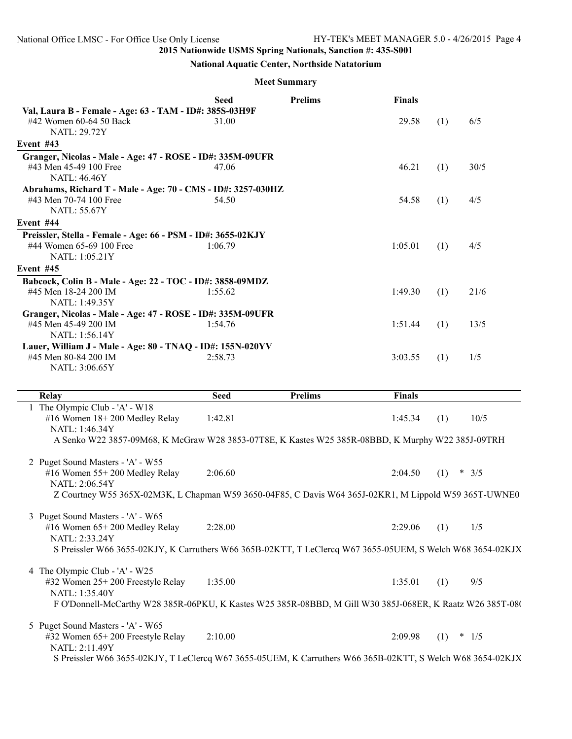**2015 Nationwide USMS Spring Nationals, Sanction #: 435-S001**

**National Aquatic Center, Northside Natatorium**

**Meet Summary**

| | Seed | Prelims | Finals | | |
|---|---|---|---|---|---|
| **Val, Laura B - Female - Age: 63 - TAM - ID#: 385S-03H9F** | | | | | |
| #42 Women 60-64 50 Back | 31.00 | | 29.58 | (1) | 6/5 |
| NATL: 29.72Y | | | | | |
| **Event #43** | | | | | |
| **Granger, Nicolas - Male - Age: 47 - ROSE - ID#: 335M-09UFR** | | | | | |
| #43 Men 45-49 100 Free | 47.06 | | 46.21 | (1) | 30/5 |
| NATL: 46.46Y | | | | | |
| **Abrahams, Richard T - Male - Age: 70 - CMS - ID#: 3257-030HZ** | | | | | |
| #43 Men 70-74 100 Free | 54.50 | | 54.58 | (1) | 4/5 |
| NATL: 55.67Y | | | | | |
| **Event #44** | | | | | |
| **Preissler, Stella - Female - Age: 66 - PSM - ID#: 3655-02KJY** | | | | | |
| #44 Women 65-69 100 Free | 1:06.79 | | 1:05.01 | (1) | 4/5 |
| NATL: 1:05.21Y | | | | | |
| **Event #45** | | | | | |
| **Babcock, Colin B - Male - Age: 22 - TOC - ID#: 3858-09MDZ** | | | | | |
| #45 Men 18-24 200 IM | 1:55.62 | | 1:49.30 | (1) | 21/6 |
| NATL: 1:49.35Y | | | | | |
| **Granger, Nicolas - Male - Age: 47 - ROSE - ID#: 335M-09UFR** | | | | | |
| #45 Men 45-49 200 IM | 1:54.76 | | 1:51.44 | (1) | 13/5 |
| NATL: 1:56.14Y | | | | | |
| **Lauer, William J - Male - Age: 80 - TNAQ - ID#: 155N-020YV** | | | | | |
| #45 Men 80-84 200 IM | 2:58.73 | | 3:03.55 | (1) | 1/5 |
| NATL: 3:06.65Y | | | | | |

| Relay | Seed | Prelims | Finals | | |
|---|---|---|---|---|---|
| 1 The Olympic Club - 'A' - W18 | | | | | |
| #16 Women 18+ 200 Medley Relay | 1:42.81 | | 1:45.34 | (1) | 10/5 |
| NATL: 1:46.34Y | | | | | |
| A Senko W22 3857-09M68, K McGraw W28 3853-07T8E, K Kastes W25 385R-08BBD, K Murphy W22 385J-09TRH | | | | | |
| 2 Puget Sound Masters - 'A' - W55 | | | | | |
| #16 Women 55+ 200 Medley Relay | 2:06.60 | | 2:04.50 | (1) | * 3/5 |
| NATL: 2:06.54Y | | | | | |
| Z Courtney W55 365X-02M3K, L Chapman W59 3650-04F85, C Davis W64 365J-02KR1, M Lippold W59 365T-UWNE0 | | | | | |
| 3 Puget Sound Masters - 'A' - W65 | | | | | |
| #16 Women 65+ 200 Medley Relay | 2:28.00 | | 2:29.06 | (1) | 1/5 |
| NATL: 2:33.24Y | | | | | |
| S Preissler W66 3655-02KJY, K Carruthers W66 365B-02KTT, T LeClercq W67 3655-05UEM, S Welch W68 3654-02KJX | | | | | |
| 4 The Olympic Club - 'A' - W25 | | | | | |
| #32 Women 25+ 200 Freestyle Relay | 1:35.00 | | 1:35.01 | (1) | 9/5 |
| NATL: 1:35.40Y | | | | | |
| F O'Donnell-McCarthy W28 385R-06PKU, K Kastes W25 385R-08BBD, M Gill W30 385J-068ER, K Raatz W26 385T-08( | | | | | |
| 5 Puget Sound Masters - 'A' - W65 | | | | | |
| #32 Women 65+ 200 Freestyle Relay | 2:10.00 | | 2:09.98 | (1) | * 1/5 |
| NATL: 2:11.49Y | | | | | |
| S Preissler W66 3655-02KJY, T LeClercq W67 3655-05UEM, K Carruthers W66 365B-02KTT, S Welch W68 3654-02KJX | | | | | |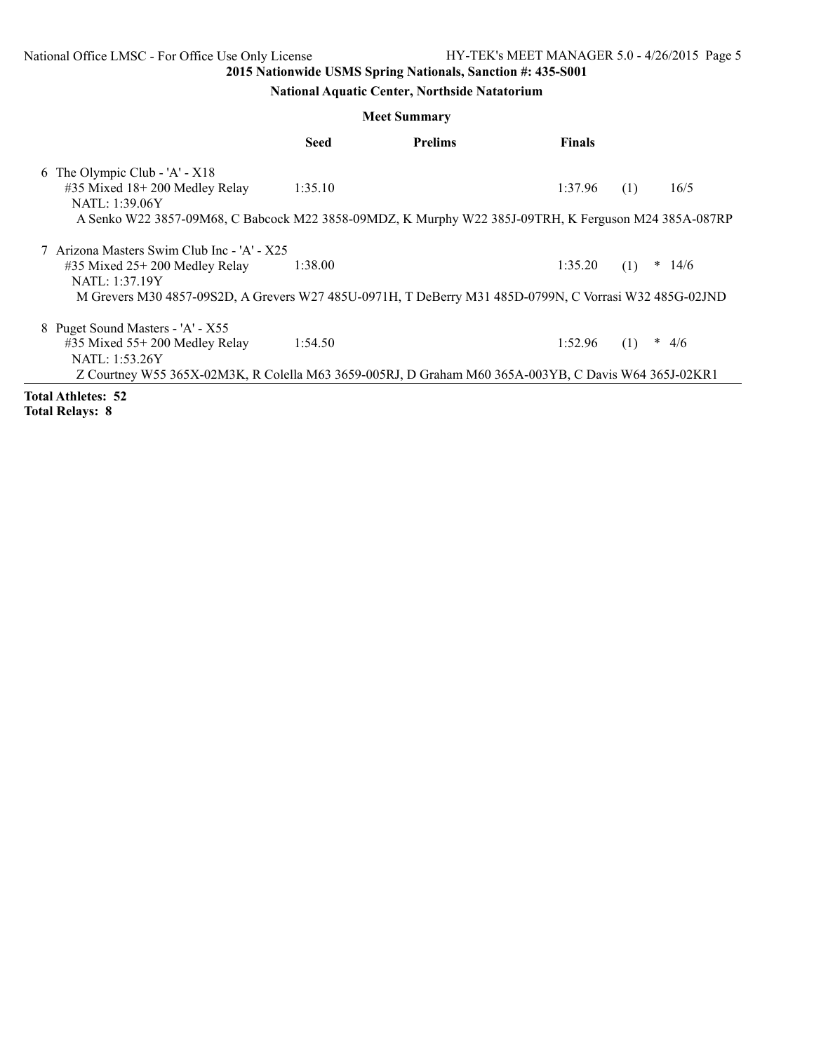**2015 Nationwide USMS Spring Nationals, Sanction #: 435-S001**

**National Aquatic Center, Northside Natatorium**

**Meet Summary**

| | Seed | Prelims | Finals | | |
|---|---|---|---|---|---|
| 6 The Olympic Club - 'A' - X18 | | | | | |
| #35 Mixed 18+ 200 Medley Relay | 1:35.10 | | 1:37.96 | (1) | 16/5 |
| NATL: 1:39.06Y | | | | | |
| A Senko W22 3857-09M68, C Babcock M22 3858-09MDZ, K Murphy W22 385J-09TRH, K Ferguson M24 385A-087RP | | | | | |
| 7 Arizona Masters Swim Club Inc - 'A' - X25 | | | | | |
| #35 Mixed 25+ 200 Medley Relay | 1:38.00 | | 1:35.20 | (1) | * 14/6 |
| NATL: 1:37.19Y | | | | | |
| M Grevers M30 4857-09S2D, A Grevers W27 485U-0971H, T DeBerry M31 485D-0799N, C Vorrasi W32 485G-02JND | | | | | |
| 8 Puget Sound Masters - 'A' - X55 | | | | | |
| #35 Mixed 55+ 200 Medley Relay | 1:54.50 | | 1:52.96 | (1) | * 4/6 |
| NATL: 1:53.26Y | | | | | |
| Z Courtney W55 365X-02M3K, R Colella M63 3659-005RJ, D Graham M60 365A-003YB, C Davis W64 365J-02KR1 | | | | | |

**Total Athletes: 52**
**Total Relays: 8**